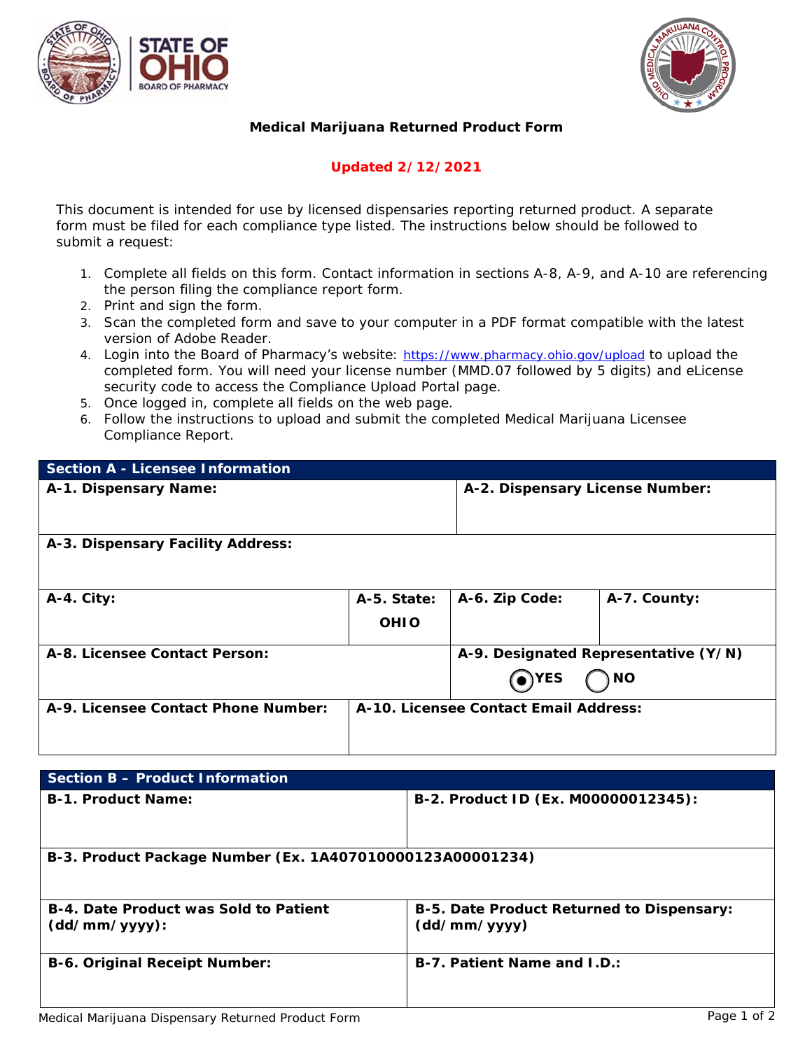**Medical Marijuana Returned Product Form**

**Updated 2/12/2021**

This document is intended for use by licensed dispensaries reporting returned product. A separate form must be filed for each compliance type listed. The instructions below should be followed to submit a request:

1. Complete all fields on this form. Contact information in sections A-8, A-9, and A-10 are referencing the person filing the compliance report form.
2. Print and sign the form.
3. Scan the completed form and save to your computer in a PDF format compatible with the latest version of Adobe Reader.
4. Login into the Board of Pharmacy's website: https://www.pharmacy.ohio.gov/upload to upload the completed form. You will need your license number (MMD.07 followed by 5 digits) and eLicense security code to access the Compliance Upload Portal page.
5. Once logged in, complete all fields on the web page.
6. Follow the instructions to upload and submit the completed Medical Marijuana Licensee Compliance Report.

| Section A - Licensee Information | | | |
|---|---|---|---|
| **A-1. Dispensary Name:** | | **A-2. Dispensary License Number:** | |
| **A-3. Dispensary Facility Address:** | | | |
| **A-4. City:** | **A-5. State:** OHIO | **A-6. Zip Code:** | **A-7. County:** |
| **A-8. Licensee Contact Person:** | | **A-9. Designated Representative (Y/N)** (●) YES ( ) NO | |
| **A-9. Licensee Contact Phone Number:** | **A-10. Licensee Contact Email Address:** | | |

| Section B – Product Information | |
|---|---|
| **B-1. Product Name:** | **B-2. Product ID (Ex. M00000012345):** |
| **B-3. Product Package Number (Ex. 1A407010000123A00001234)** | |
| **B-4. Date Product was Sold to Patient (dd/mm/yyyy):** | **B-5. Date Product Returned to Dispensary: (dd/mm/yyyy)** |
| **B-6. Original Receipt Number:** | **B-7. Patient Name and I.D.:** |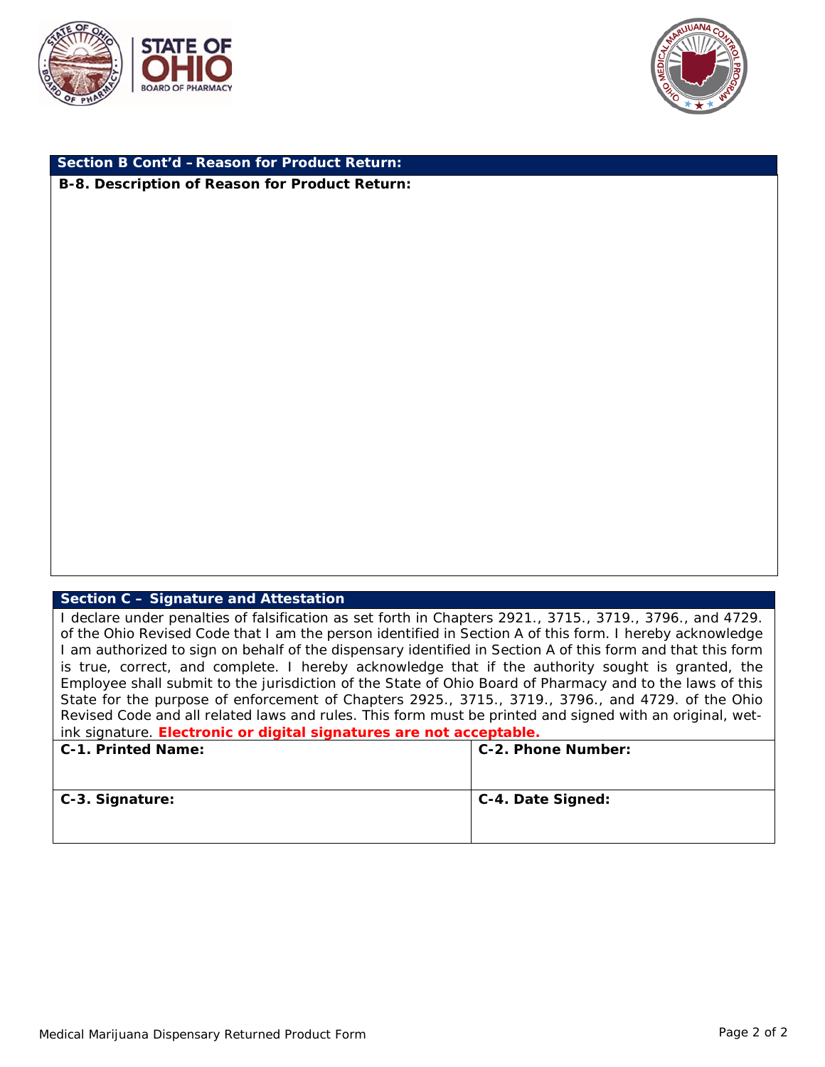## Section B Cont'd – Reason for Product Return:

**B-8. Description of Reason for Product Return:**

## Section C – Signature and Attestation

I declare under penalties of falsification as set forth in Chapters 2921., 3715., 3719., 3796., and 4729. of the Ohio Revised Code that I am the person identified in Section A of this form. I hereby acknowledge I am authorized to sign on behalf of the dispensary identified in Section A of this form and that this form is true, correct, and complete. I hereby acknowledge that if the authority sought is granted, the Employee shall submit to the jurisdiction of the State of Ohio Board of Pharmacy and to the laws of this State for the purpose of enforcement of Chapters 2925., 3715., 3719., 3796., and 4729. of the Ohio Revised Code and all related laws and rules. This form must be printed and signed with an original, wet-ink signature. **Electronic or digital signatures are not acceptable.**

| | |
|---|---|
| **C-1. Printed Name:** | **C-2. Phone Number:** |
| **C-3. Signature:** | **C-4. Date Signed:** |